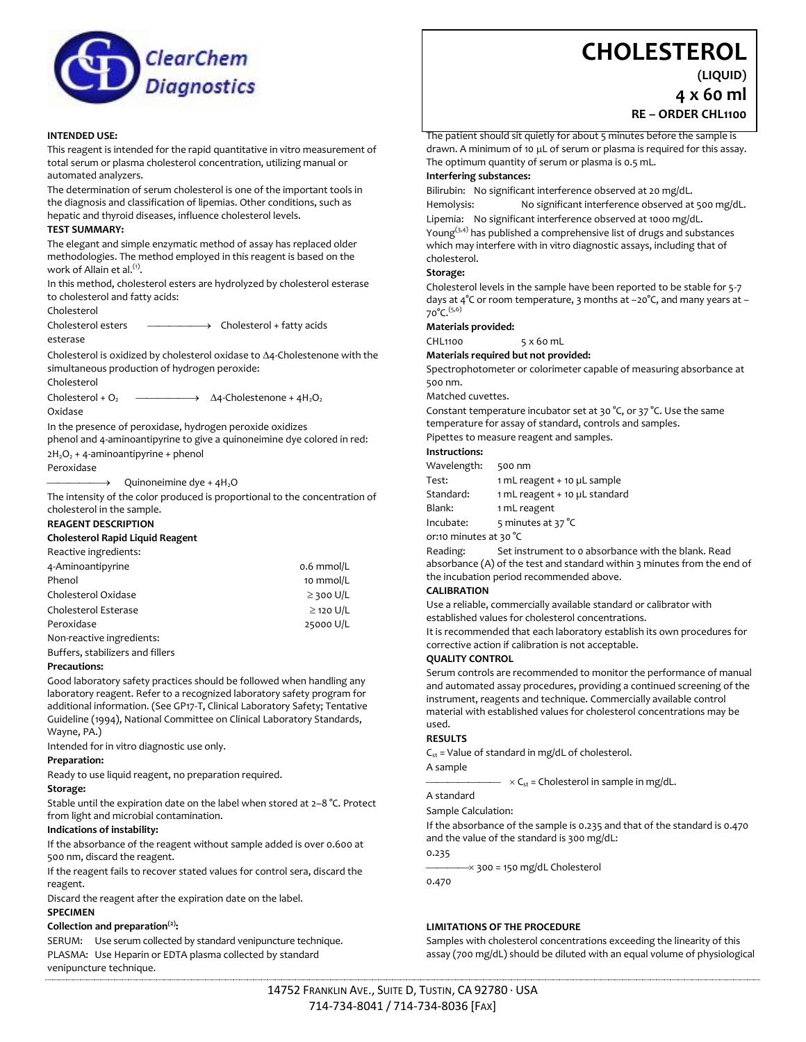ClearChem Diagnostics

# CHOLESTEROL

**(LIQUID)**

## 4 x 60 ml

**RE – ORDER CHL1100**

**INTENDED USE:**

This reagent is intended for the rapid quantitative in vitro measurement of total serum or plasma cholesterol concentration, utilizing manual or automated analyzers.

The determination of serum cholesterol is one of the important tools in the diagnosis and classification of lipemias. Other conditions, such as hepatic and thyroid diseases, influence cholesterol levels.

**TEST SUMMARY:**

The elegant and simple enzymatic method of assay has replaced older methodologies. The method employed in this reagent is based on the work of Allain et al.[1].

In this method, cholesterol esters are hydrolyzed by cholesterol esterase to cholesterol and fatty acids:

$$\text{Cholesterol esters} \xrightarrow{\text{Cholesterol esterase}} \text{Cholesterol + fatty acids}$$

Cholesterol is oxidized by cholesterol oxidase to Δ4-Cholestenone with the simultaneous production of hydrogen peroxide:

$$\text{Cholesterol} + O_2 \xrightarrow{\text{Cholesterol Oxidase}} \Delta 4\text{-Cholestenone} + 4H_2O_2$$

In the presence of peroxidase, hydrogen peroxide oxidizes phenol and 4-aminoantipyrine to give a quinoneimine dye colored in red:

$$2H_2O_2 + \text{4-aminoantipyrine + phenol} \xrightarrow{\text{Peroxidase}} \text{Quinoneimine dye} + 4H_2O$$

The intensity of the color produced is proportional to the concentration of cholesterol in the sample.

**REAGENT DESCRIPTION**

**Cholesterol Rapid Liquid Reagent**

Reactive ingredients:

| | |
|---|---|
| 4-Aminoantipyrine | 0.6 mmol/L |
| Phenol | 10 mmol/L |
| Cholesterol Oxidase | ≥ 300 U/L |
| Cholesterol Esterase | ≥ 120 U/L |
| Peroxidase | 25000 U/L |

Non-reactive ingredients:

Buffers, stabilizers and fillers

**Precautions:**

Good laboratory safety practices should be followed when handling any laboratory reagent. Refer to a recognized laboratory safety program for additional information. (See GP17-T, Clinical Laboratory Safety; Tentative Guideline (1994), National Committee on Clinical Laboratory Standards, Wayne, PA.)

Intended for in vitro diagnostic use only.

**Preparation:**

Ready to use liquid reagent, no preparation required.

**Storage:**

Stable until the expiration date on the label when stored at 2–8 °C. Protect from light and microbial contamination.

**Indications of instability:**

If the absorbance of the reagent without sample added is over 0.600 at 500 nm, discard the reagent.

If the reagent fails to recover stated values for control sera, discard the reagent.

Discard the reagent after the expiration date on the label.

**SPECIMEN**

**Collection and preparation[2]:**

SERUM: Use serum collected by standard venipuncture technique.

PLASMA: Use Heparin or EDTA plasma collected by standard venipuncture technique.

The patient should sit quietly for about 5 minutes before the sample is drawn. A minimum of 10 µL of serum or plasma is required for this assay. The optimum quantity of serum or plasma is 0.5 mL.

**Interfering substances:**

Bilirubin: No significant interference observed at 20 mg/dL.

Hemolysis: No significant interference observed at 500 mg/dL.

Lipemia: No significant interference observed at 1000 mg/dL.

Young[3,4] has published a comprehensive list of drugs and substances which may interfere with in vitro diagnostic assays, including that of cholesterol.

**Storage:**

Cholesterol levels in the sample have been reported to be stable for 5-7 days at 4°C or room temperature, 3 months at –20°C, and many years at –70°C.[5,6]

**Materials provided:**

CHL1100 5 x 60 mL

**Materials required but not provided:**

Spectrophotometer or colorimeter capable of measuring absorbance at 500 nm.

Matched cuvettes.

Constant temperature incubator set at 30 °C, or 37 °C. Use the same temperature for assay of standard, controls and samples.

Pipettes to measure reagent and samples.

**Instructions:**

| | |
|---|---|
| Wavelength: | 500 nm |
| Test: | 1 mL reagent + 10 µL sample |
| Standard: | 1 mL reagent + 10 µL standard |
| Blank: | 1 mL reagent |
| Incubate: | 5 minutes at 37 °C |

or:10 minutes at 30 °C

Reading: Set instrument to 0 absorbance with the blank. Read absorbance (A) of the test and standard within 3 minutes from the end of the incubation period recommended above.

**CALIBRATION**

Use a reliable, commercially available standard or calibrator with established values for cholesterol concentrations.

It is recommended that each laboratory establish its own procedures for corrective action if calibration is not acceptable.

**QUALITY CONTROL**

Serum controls are recommended to monitor the performance of manual and automated assay procedures, providing a continued screening of the instrument, reagents and technique. Commercially available control material with established values for cholesterol concentrations may be used.

**RESULTS**

$C_{st}$ = Value of standard in mg/dL of cholesterol.

$$\frac{\text{A sample}}{\text{A standard}} \times C_{st} = \text{Cholesterol in sample in mg/dL.}$$

Sample Calculation:

If the absorbance of the sample is 0.235 and that of the standard is 0.470 and the value of the standard is 300 mg/dL:

$$\frac{0.235}{0.470} \times 300 = 150 \text{ mg/dL Cholesterol}$$

**LIMITATIONS OF THE PROCEDURE**

Samples with cholesterol concentrations exceeding the linearity of this assay (700 mg/dL) should be diluted with an equal volume of physiological

14752 Franklin Ave., Suite D, Tustin, CA 92780 · USA
714-734-8041 / 714-734-8036 [Fax]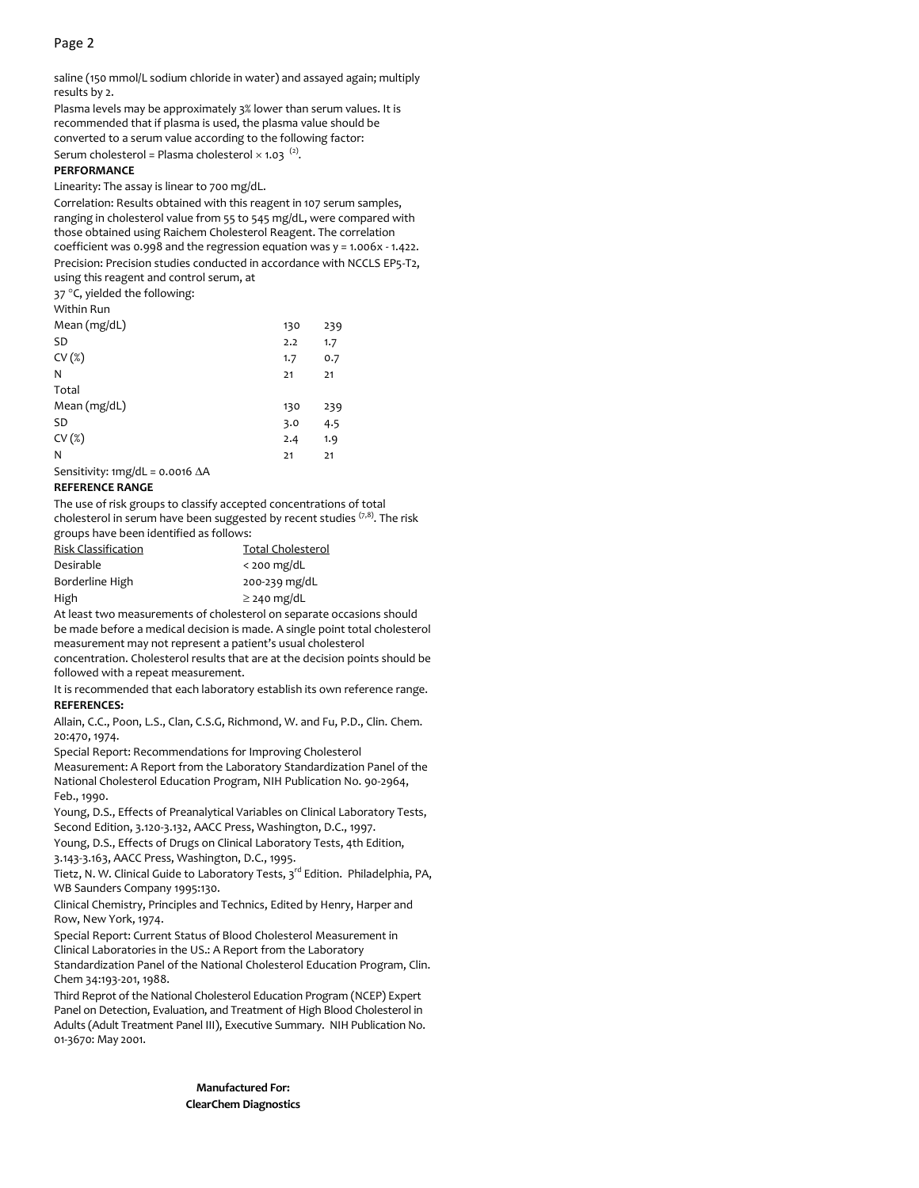saline (150 mmol/L sodium chloride in water) and assayed again; multiply results by 2.

Plasma levels may be approximately 3% lower than serum values. It is recommended that if plasma is used, the plasma value should be converted to a serum value according to the following factor:

Serum cholesterol = Plasma cholesterol × 1.03 [2].

**PERFORMANCE**

Linearity: The assay is linear to 700 mg/dL.

Correlation: Results obtained with this reagent in 107 serum samples, ranging in cholesterol value from 55 to 545 mg/dL, were compared with those obtained using Raichem Cholesterol Reagent. The correlation coefficient was 0.998 and the regression equation was $y = 1.006x - 1.422$.

Precision: Precision studies conducted in accordance with NCCLS EP5-T2, using this reagent and control serum, at 37 °C, yielded the following:

| | | |
|---|---|---|
| **Within Run** | | |
| Mean (mg/dL) | 130 | 239 |
| SD | 2.2 | 1.7 |
| CV (%) | 1.7 | 0.7 |
| N | 21 | 21 |
| **Total** | | |
| Mean (mg/dL) | 130 | 239 |
| SD | 3.0 | 4.5 |
| CV (%) | 2.4 | 1.9 |
| N | 21 | 21 |

Sensitivity: 1mg/dL = 0.0016 ΔA

**REFERENCE RANGE**

The use of risk groups to classify accepted concentrations of total cholesterol in serum have been suggested by recent studies [7,8]. The risk groups have been identified as follows:

| Risk Classification | Total Cholesterol |
|---|---|
| Desirable | < 200 mg/dL |
| Borderline High | 200-239 mg/dL |
| High | ≥ 240 mg/dL |

At least two measurements of cholesterol on separate occasions should be made before a medical decision is made. A single point total cholesterol measurement may not represent a patient's usual cholesterol concentration. Cholesterol results that are at the decision points should be followed with a repeat measurement.

It is recommended that each laboratory establish its own reference range.

**REFERENCES:**

Allain, C.C., Poon, L.S., Clan, C.S.G, Richmond, W. and Fu, P.D., Clin. Chem. 20:470, 1974.

Special Report: Recommendations for Improving Cholesterol Measurement: A Report from the Laboratory Standardization Panel of the National Cholesterol Education Program, NIH Publication No. 90-2964, Feb., 1990.

Young, D.S., Effects of Preanalytical Variables on Clinical Laboratory Tests, Second Edition, 3.120-3.132, AACC Press, Washington, D.C., 1997.

Young, D.S., Effects of Drugs on Clinical Laboratory Tests, 4th Edition, 3.143-3.163, AACC Press, Washington, D.C., 1995.

Tietz, N. W. Clinical Guide to Laboratory Tests, 3rd Edition. Philadelphia, PA, WB Saunders Company 1995:130.

Clinical Chemistry, Principles and Technics, Edited by Henry, Harper and Row, New York, 1974.

Special Report: Current Status of Blood Cholesterol Measurement in Clinical Laboratories in the US.: A Report from the Laboratory Standardization Panel of the National Cholesterol Education Program, Clin. Chem 34:193-201, 1988.

Third Reprot of the National Cholesterol Education Program (NCEP) Expert Panel on Detection, Evaluation, and Treatment of High Blood Cholesterol in Adults (Adult Treatment Panel III), Executive Summary. NIH Publication No. 01-3670: May 2001.

**Manufactured For:**
**ClearChem Diagnostics**